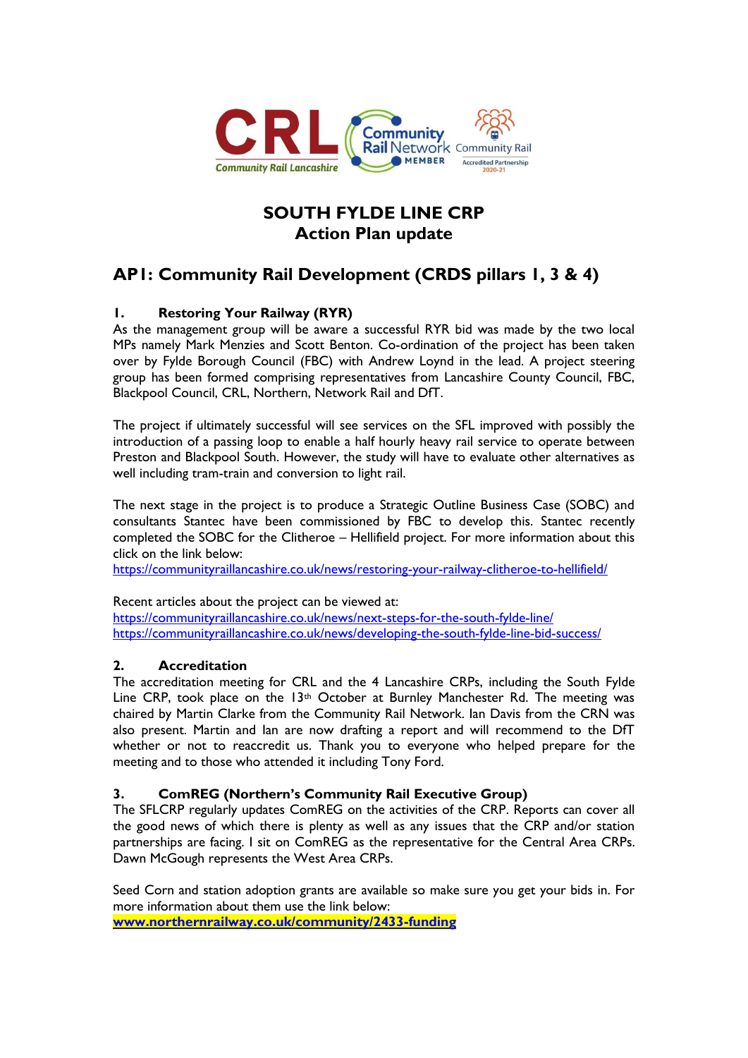# SOUTH FYLDE LINE CRP
# Action Plan update

## AP1: Community Rail Development (CRDS pillars 1, 3 & 4)

### 1. Restoring Your Railway (RYR)

As the management group will be aware a successful RYR bid was made by the two local MPs namely Mark Menzies and Scott Benton. Co-ordination of the project has been taken over by Fylde Borough Council (FBC) with Andrew Loynd in the lead. A project steering group has been formed comprising representatives from Lancashire County Council, FBC, Blackpool Council, CRL, Northern, Network Rail and DfT.

The project if ultimately successful will see services on the SFL improved with possibly the introduction of a passing loop to enable a half hourly heavy rail service to operate between Preston and Blackpool South. However, the study will have to evaluate other alternatives as well including tram-train and conversion to light rail.

The next stage in the project is to produce a Strategic Outline Business Case (SOBC) and consultants Stantec have been commissioned by FBC to develop this. Stantec recently completed the SOBC for the Clitheroe – Hellifield project. For more information about this click on the link below:
https://communityraillancashire.co.uk/news/restoring-your-railway-clitheroe-to-hellifield/

Recent articles about the project can be viewed at:
https://communityraillancashire.co.uk/news/next-steps-for-the-south-fylde-line/
https://communityraillancashire.co.uk/news/developing-the-south-fylde-line-bid-success/

### 2. Accreditation

The accreditation meeting for CRL and the 4 Lancashire CRPs, including the South Fylde Line CRP, took place on the 13th October at Burnley Manchester Rd. The meeting was chaired by Martin Clarke from the Community Rail Network. Ian Davis from the CRN was also present. Martin and Ian are now drafting a report and will recommend to the DfT whether or not to reaccredit us. Thank you to everyone who helped prepare for the meeting and to those who attended it including Tony Ford.

### 3. ComREG (Northern's Community Rail Executive Group)

The SFLCRP regularly updates ComREG on the activities of the CRP. Reports can cover all the good news of which there is plenty as well as any issues that the CRP and/or station partnerships are facing. I sit on ComREG as the representative for the Central Area CRPs. Dawn McGough represents the West Area CRPs.

Seed Corn and station adoption grants are available so make sure you get your bids in. For more information about them use the link below:
**www.northernrailway.co.uk/community/2433-funding**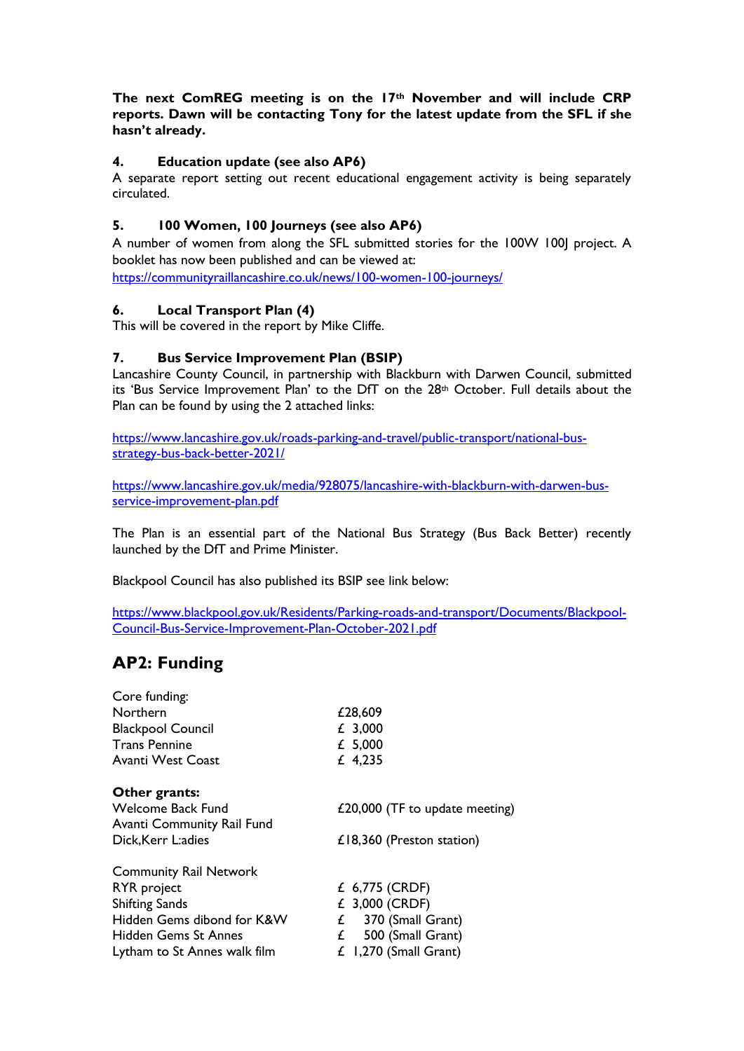**The next ComREG meeting is on the 17th November and will include CRP reports. Dawn will be contacting Tony for the latest update from the SFL if she hasn't already.**

### 4. Education update (see also AP6)

A separate report setting out recent educational engagement activity is being separately circulated.

### 5. 100 Women, 100 Journeys (see also AP6)

A number of women from along the SFL submitted stories for the 100W 100J project. A booklet has now been published and can be viewed at:
https://communityraillancashire.co.uk/news/100-women-100-journeys/

### 6. Local Transport Plan (4)

This will be covered in the report by Mike Cliffe.

### 7. Bus Service Improvement Plan (BSIP)

Lancashire County Council, in partnership with Blackburn with Darwen Council, submitted its 'Bus Service Improvement Plan' to the DfT on the 28th October. Full details about the Plan can be found by using the 2 attached links:

https://www.lancashire.gov.uk/roads-parking-and-travel/public-transport/national-bus-strategy-bus-back-better-2021/

https://www.lancashire.gov.uk/media/928075/lancashire-with-blackburn-with-darwen-bus-service-improvement-plan.pdf

The Plan is an essential part of the National Bus Strategy (Bus Back Better) recently launched by the DfT and Prime Minister.

Blackpool Council has also published its BSIP see link below:

https://www.blackpool.gov.uk/Residents/Parking-roads-and-transport/Documents/Blackpool-Council-Bus-Service-Improvement-Plan-October-2021.pdf

## AP2: Funding

| Core funding: | |
|---|---|
| Northern | £28,609 |
| Blackpool Council | £ 3,000 |
| Trans Pennine | £ 5,000 |
| Avanti West Coast | £ 4,235 |
| **Other grants:** | |
| Welcome Back Fund | £20,000 (TF to update meeting) |
| Avanti Community Rail Fund | |
| Dick,Kerr L:adies | £18,360 (Preston station) |
| Community Rail Network | |
| RYR project | £ 6,775 (CRDF) |
| Shifting Sands | £ 3,000 (CRDF) |
| Hidden Gems dibond for K&W | £ 370 (Small Grant) |
| Hidden Gems St Annes | £ 500 (Small Grant) |
| Lytham to St Annes walk film | £ 1,270 (Small Grant) |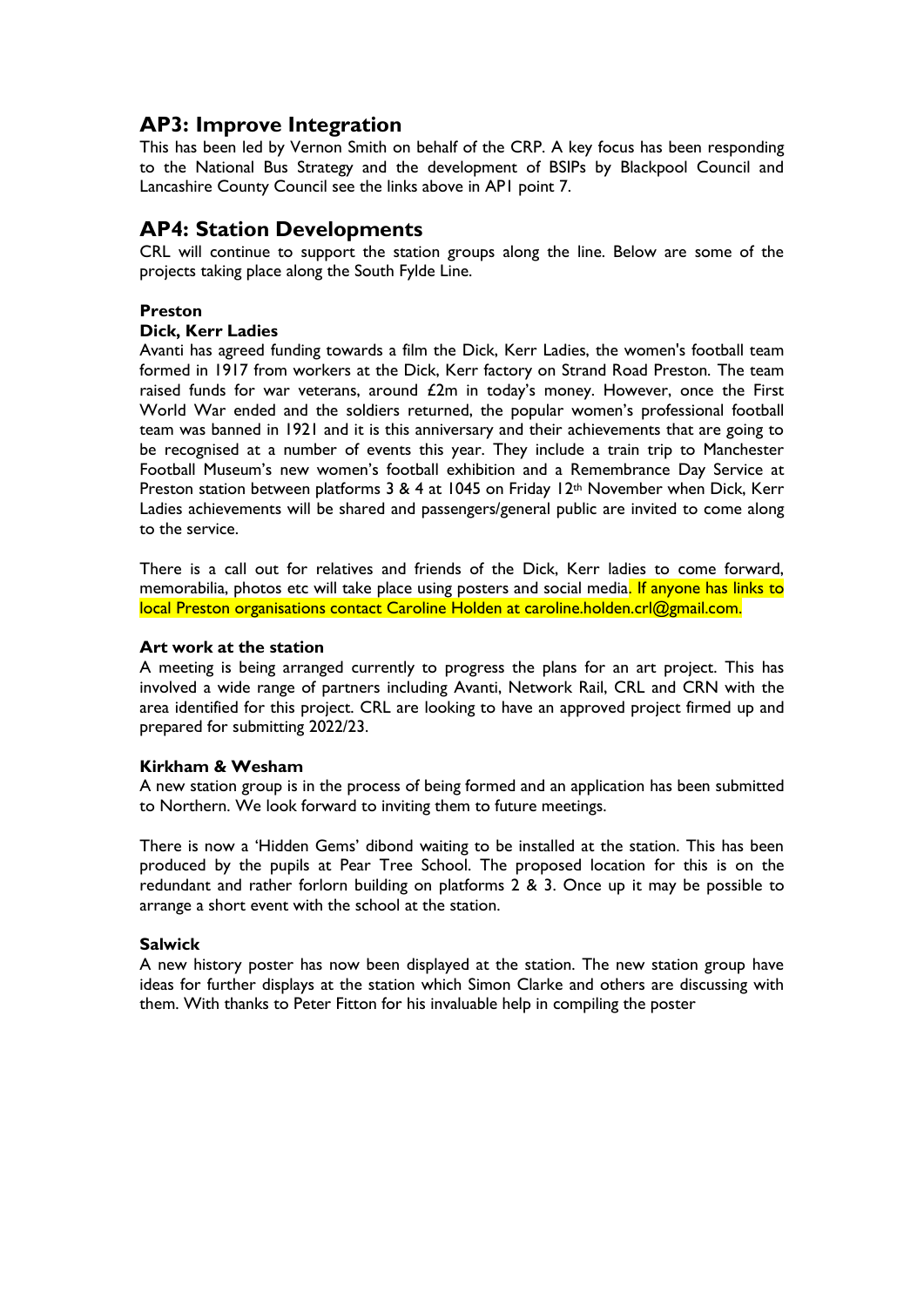## AP3: Improve Integration

This has been led by Vernon Smith on behalf of the CRP. A key focus has been responding to the National Bus Strategy and the development of BSIPs by Blackpool Council and Lancashire County Council see the links above in AP1 point 7.

## AP4: Station Developments

CRL will continue to support the station groups along the line. Below are some of the projects taking place along the South Fylde Line.

**Preston**

**Dick, Kerr Ladies**

Avanti has agreed funding towards a film the Dick, Kerr Ladies, the women's football team formed in 1917 from workers at the Dick, Kerr factory on Strand Road Preston. The team raised funds for war veterans, around £2m in today's money. However, once the First World War ended and the soldiers returned, the popular women's professional football team was banned in 1921 and it is this anniversary and their achievements that are going to be recognised at a number of events this year. They include a train trip to Manchester Football Museum's new women's football exhibition and a Remembrance Day Service at Preston station between platforms 3 & 4 at 1045 on Friday 12th November when Dick, Kerr Ladies achievements will be shared and passengers/general public are invited to come along to the service.

There is a call out for relatives and friends of the Dick, Kerr ladies to come forward, memorabilia, photos etc will take place using posters and social media. If anyone has links to local Preston organisations contact Caroline Holden at caroline.holden.crl@gmail.com.

**Art work at the station**

A meeting is being arranged currently to progress the plans for an art project. This has involved a wide range of partners including Avanti, Network Rail, CRL and CRN with the area identified for this project. CRL are looking to have an approved project firmed up and prepared for submitting 2022/23.

**Kirkham & Wesham**

A new station group is in the process of being formed and an application has been submitted to Northern. We look forward to inviting them to future meetings.

There is now a 'Hidden Gems' dibond waiting to be installed at the station. This has been produced by the pupils at Pear Tree School. The proposed location for this is on the redundant and rather forlorn building on platforms 2 & 3. Once up it may be possible to arrange a short event with the school at the station.

**Salwick**

A new history poster has now been displayed at the station. The new station group have ideas for further displays at the station which Simon Clarke and others are discussing with them. With thanks to Peter Fitton for his invaluable help in compiling the poster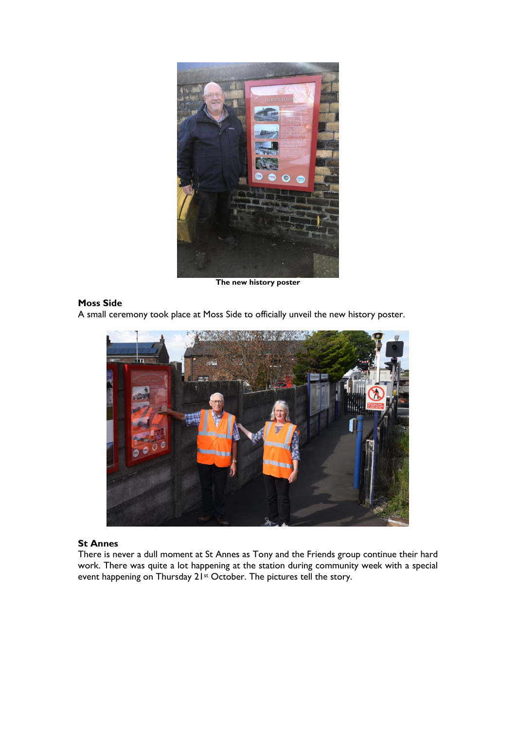The new history poster

**Moss Side**

A small ceremony took place at Moss Side to officially unveil the new history poster.

**St Annes**

There is never a dull moment at St Annes as Tony and the Friends group continue their hard work. There was quite a lot happening at the station during community week with a special event happening on Thursday 21st October. The pictures tell the story.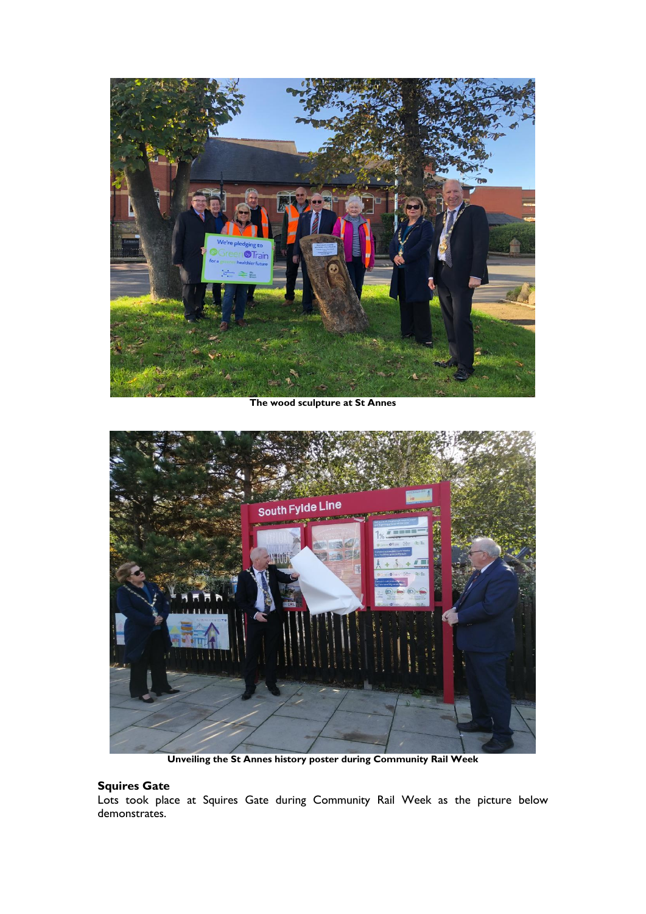The wood sculpture at St Annes

Unveiling the St Annes history poster during Community Rail Week

### Squires Gate

Lots took place at Squires Gate during Community Rail Week as the picture below demonstrates.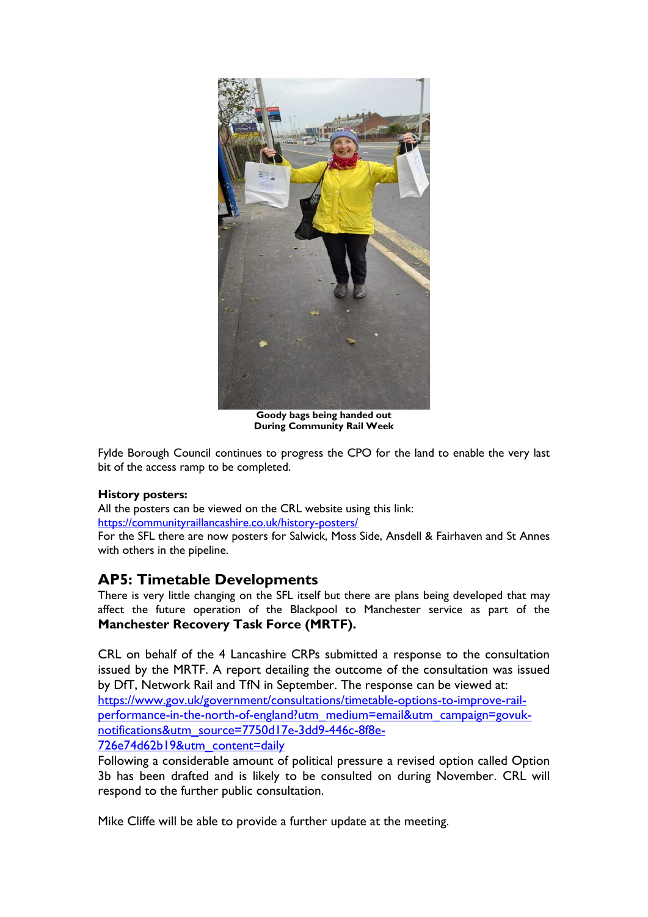**Goody bags being handed out**
**During Community Rail Week**

Fylde Borough Council continues to progress the CPO for the land to enable the very last bit of the access ramp to be completed.

**History posters:**
All the posters can be viewed on the CRL website using this link:
https://communityraillancashire.co.uk/history-posters/
For the SFL there are now posters for Salwick, Moss Side, Ansdell & Fairhaven and St Annes with others in the pipeline.

## AP5: Timetable Developments

There is very little changing on the SFL itself but there are plans being developed that may affect the future operation of the Blackpool to Manchester service as part of the **Manchester Recovery Task Force (MRTF).**

CRL on behalf of the 4 Lancashire CRPs submitted a response to the consultation issued by the MRTF. A report detailing the outcome of the consultation was issued by DfT, Network Rail and TfN in September. The response can be viewed at:
https://www.gov.uk/government/consultations/timetable-options-to-improve-rail-performance-in-the-north-of-england?utm_medium=email&utm_campaign=govuk-notifications&utm_source=7750d17e-3dd9-446c-8f8e-726e74d62b19&utm_content=daily
Following a considerable amount of political pressure a revised option called Option 3b has been drafted and is likely to be consulted on during November. CRL will respond to the further public consultation.

Mike Cliffe will be able to provide a further update at the meeting.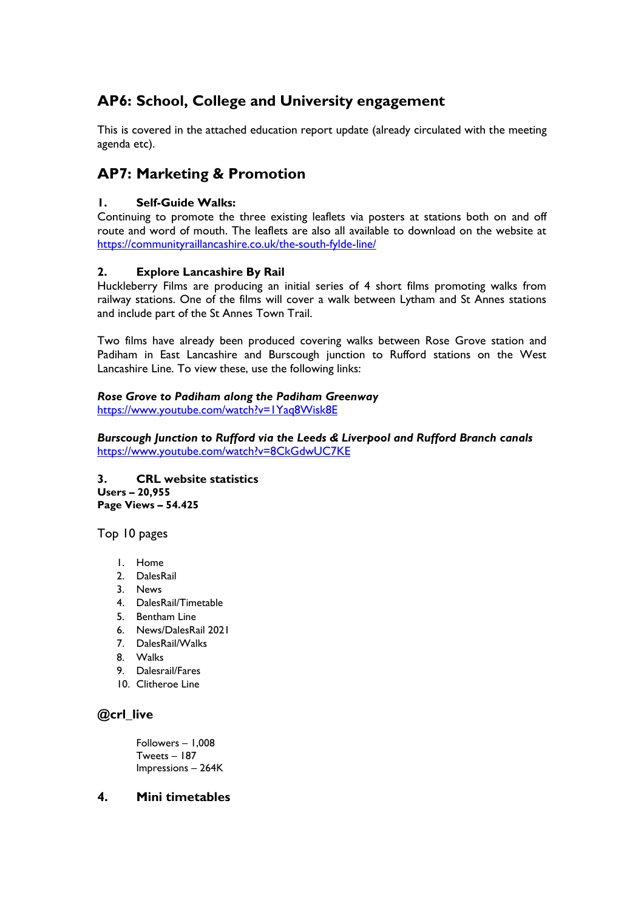## AP6: School, College and University engagement

This is covered in the attached education report update (already circulated with the meeting agenda etc).

## AP7: Marketing & Promotion

### 1. Self-Guide Walks:

Continuing to promote the three existing leaflets via posters at stations both on and off route and word of mouth. The leaflets are also all available to download on the website at https://communityraillancashire.co.uk/the-south-fylde-line/

### 2. Explore Lancashire By Rail

Huckleberry Films are producing an initial series of 4 short films promoting walks from railway stations. One of the films will cover a walk between Lytham and St Annes stations and include part of the St Annes Town Trail.

Two films have already been produced covering walks between Rose Grove station and Padiham in East Lancashire and Burscough junction to Rufford stations on the West Lancashire Line. To view these, use the following links:

***Rose Grove to Padiham along the Padiham Greenway***
https://www.youtube.com/watch?v=1Yaq8Wisk8E

***Burscough Junction to Rufford via the Leeds & Liverpool and Rufford Branch canals***
https://www.youtube.com/watch?v=8CkGdwUC7KE

### 3. CRL website statistics

**Users – 20,955**
**Page Views – 54.425**

Top 10 pages

1. Home
2. DalesRail
3. News
4. DalesRail/Timetable
5. Bentham Line
6. News/DalesRail 2021
7. DalesRail/Walks
8. Walks
9. Dalesrail/Fares
10. Clitheroe Line

### @crl_live

Followers – 1,008
Tweets – 187
Impressions – 264K

### 4. Mini timetables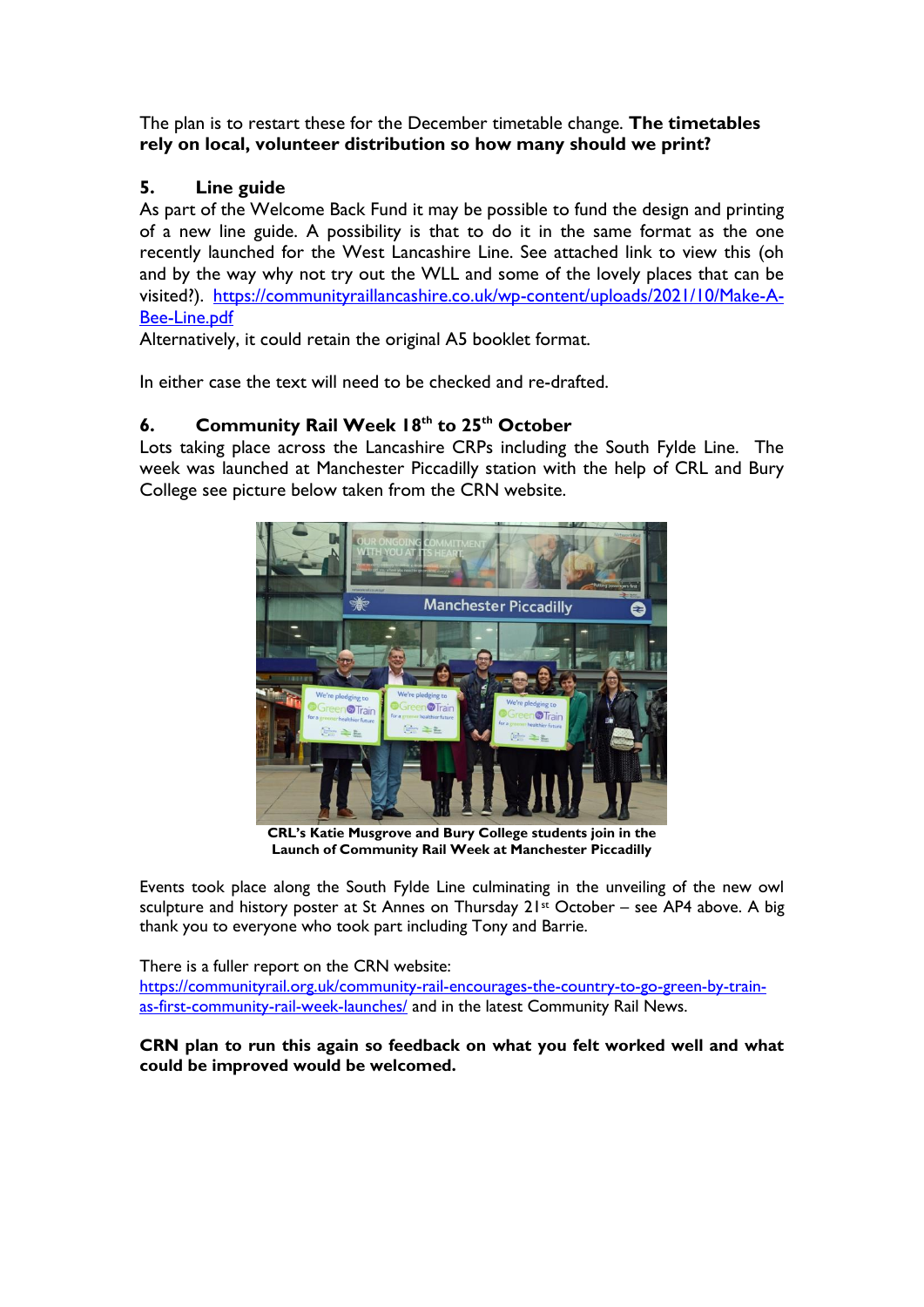The plan is to restart these for the December timetable change. **The timetables rely on local, volunteer distribution so how many should we print?**

## 5. Line guide

As part of the Welcome Back Fund it may be possible to fund the design and printing of a new line guide. A possibility is that to do it in the same format as the one recently launched for the West Lancashire Line. See attached link to view this (oh and by the way why not try out the WLL and some of the lovely places that can be visited?). https://communityraillancashire.co.uk/wp-content/uploads/2021/10/Make-A-Bee-Line.pdf

Alternatively, it could retain the original A5 booklet format.

In either case the text will need to be checked and re-drafted.

## 6. Community Rail Week 18th to 25th October

Lots taking place across the Lancashire CRPs including the South Fylde Line. The week was launched at Manchester Piccadilly station with the help of CRL and Bury College see picture below taken from the CRN website.

**CRL's Katie Musgrove and Bury College students join in the Launch of Community Rail Week at Manchester Piccadilly**

Events took place along the South Fylde Line culminating in the unveiling of the new owl sculpture and history poster at St Annes on Thursday 21st October – see AP4 above. A big thank you to everyone who took part including Tony and Barrie.

There is a fuller report on the CRN website:
https://communityrail.org.uk/community-rail-encourages-the-country-to-go-green-by-train-as-first-community-rail-week-launches/ and in the latest Community Rail News.

**CRN plan to run this again so feedback on what you felt worked well and what could be improved would be welcomed.**